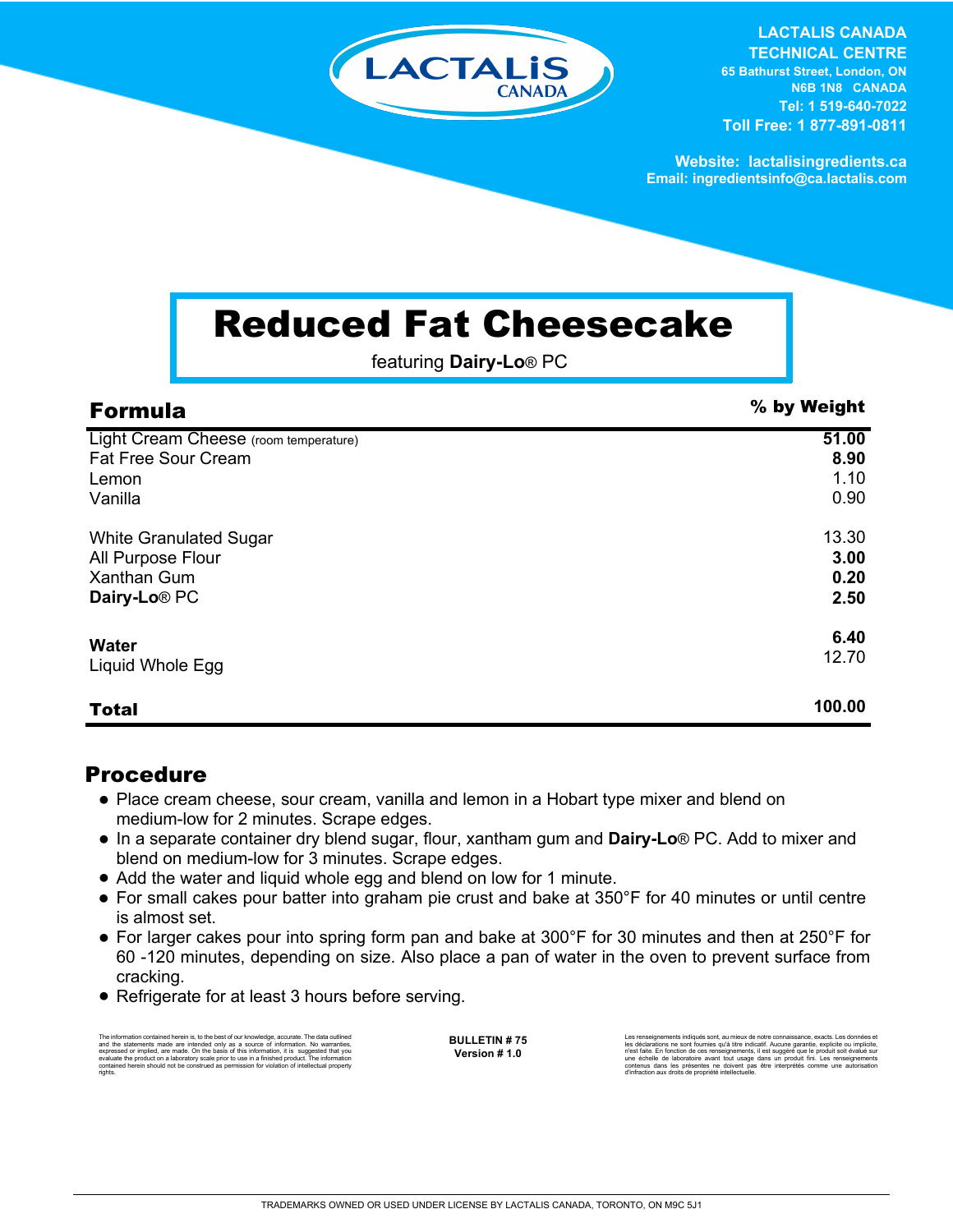LACTALIS CANADA

**LACTALIS CANADA TECHNICAL CENTRE**
65 Bathurst Street, London, ON
N6B 1N8 CANADA
Tel: 1 519-640-7022
Toll Free: 1 877-891-0811

Website: lactalisingredients.ca
Email: ingredientsinfo@ca.lactalis.com

# Reduced Fat Cheesecake

featuring **Dairy-Lo**® PC

| **Formula** | **% by Weight** |
|---|---|
| Light Cream Cheese (room temperature) | **51.00** |
| Fat Free Sour Cream | **8.90** |
| Lemon | 1.10 |
| Vanilla | 0.90 |
| | |
| White Granulated Sugar | 13.30 |
| All Purpose Flour | **3.00** |
| Xanthan Gum | **0.20** |
| **Dairy-Lo**® PC | **2.50** |
| | |
| **Water** | **6.40** |
| Liquid Whole Egg | 12.70 |
| | |
| **Total** | **100.00** |

## Procedure

- Place cream cheese, sour cream, vanilla and lemon in a Hobart type mixer and blend on medium-low for 2 minutes. Scrape edges.
- In a separate container dry blend sugar, flour, xantham gum and **Dairy-Lo**® PC. Add to mixer and blend on medium-low for 3 minutes. Scrape edges.
- Add the water and liquid whole egg and blend on low for 1 minute.
- For small cakes pour batter into graham pie crust and bake at 350°F for 40 minutes or until centre is almost set.
- For larger cakes pour into spring form pan and bake at 300°F for 30 minutes and then at 250°F for 60 -120 minutes, depending on size. Also place a pan of water in the oven to prevent surface from cracking.
- Refrigerate for at least 3 hours before serving.

The information contained herein is, to the best of our knowledge, accurate. The data outlined and the statements made are intended only as a source of information. No warranties, expressed or implied, are made. On the basis of this information, it is suggested that you evaluate the product on a laboratory scale prior to use in a finished product. The information contained herein should not be construed as permission for violation of intellectual property rights.

**BULLETIN # 75**
**Version # 1.0**

Les renseignements indiqués sont, au mieux de notre connaissance, exacts. Les données et les déclarations ne sont fournies qu'à titre indicatif. Aucune garantie, explicite ou implicite, n'est faite. En fonction de ces renseignements, il est suggéré que le produit soit évalué sur une échelle de laboratoire avant tout usage dans un produit fini. Les renseignements contenus dans les présentes ne doivent pas être interprétés comme une autorisation d'infraction aux droits de propriété intellectuelle.

TRADEMARKS OWNED OR USED UNDER LICENSE BY LACTALIS CANADA, TORONTO, ON M9C 5J1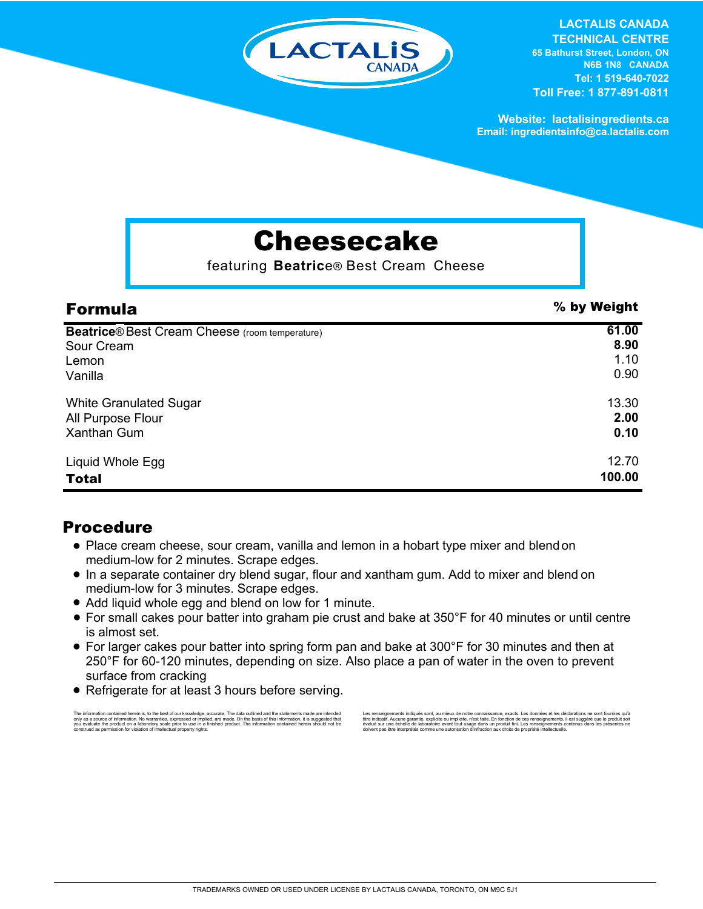LACTALIS CANADA
TECHNICAL CENTRE
65 Bathurst Street, London, ON
N6B 1N8 CANADA
Tel: 1 519-640-7022
Toll Free: 1 877-891-0811

Website: lactalisingredients.ca
Email: ingredientsinfo@ca.lactalis.com

# Cheesecake

featuring **Beatrice**® Best Cream Cheese

| **Formula** | **% by Weight** |
|---|---|
| **Beatrice**® Best Cream Cheese (room temperature) | **61.00** |
| Sour Cream | **8.90** |
| Lemon | 1.10 |
| Vanilla | 0.90 |
| White Granulated Sugar | 13.30 |
| All Purpose Flour | **2.00** |
| Xanthan Gum | **0.10** |
| Liquid Whole Egg | 12.70 |
| **Total** | **100.00** |

## Procedure

- Place cream cheese, sour cream, vanilla and lemon in a hobart type mixer and blend on medium-low for 2 minutes. Scrape edges.
- In a separate container dry blend sugar, flour and xantham gum. Add to mixer and blend on medium-low for 3 minutes. Scrape edges.
- Add liquid whole egg and blend on low for 1 minute.
- For small cakes pour batter into graham pie crust and bake at 350°F for 40 minutes or until centre is almost set.
- For larger cakes pour batter into spring form pan and bake at 300°F for 30 minutes and then at 250°F for 60-120 minutes, depending on size. Also place a pan of water in the oven to prevent surface from cracking
- Refrigerate for at least 3 hours before serving.

The information contained herein is, to the best of our knowledge, accurate. The data outlined and the statements made are intended only as a source of information. No warranties, expressed or implied, are made. On the basis of this information, it is suggested that you evaluate the product on a laboratory scale prior to use in a finished product. The information contained herein should not be construed as permission for violation of intellectual property rights.

Les renseignements indiqués sont, au mieux de notre connaissance, exacts. Les données et les déclarations ne sont fournies qu'à titre indicatif. Aucune garantie, explicite ou implicite, n'est faite. En fonction de ces renseignements, il est suggéré que le produit soit évalué sur une échelle de laboratoire avant tout usage dans un produit fini. Les renseignements contenus dans les présentes ne doivent pas être interprétés comme une autorisation d'infraction aux droits de propriété intellectuelle.

TRADEMARKS OWNED OR USED UNDER LICENSE BY LACTALIS CANADA, TORONTO, ON M9C 5J1